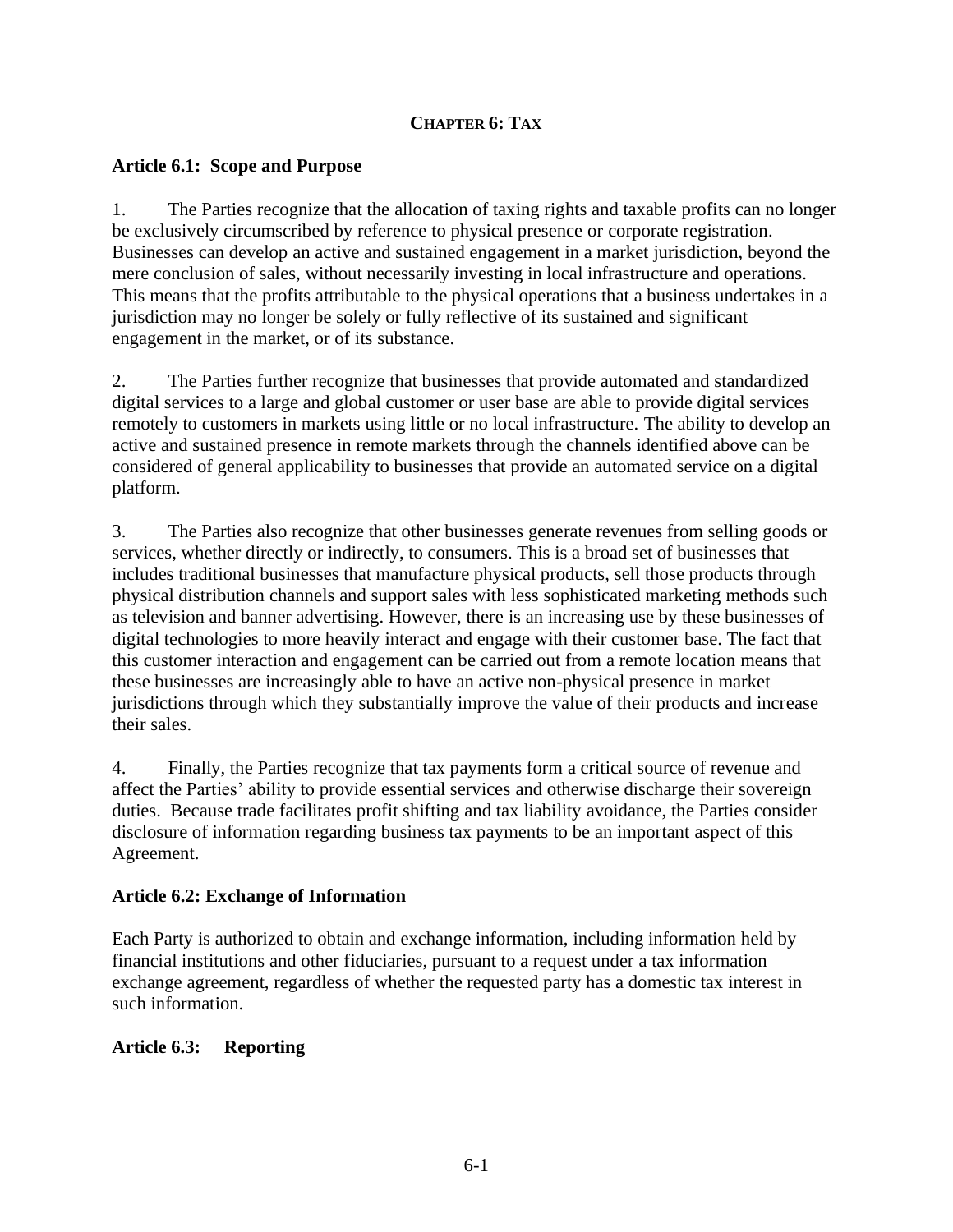# CHAPTER 6: TAX

## Article 6.1: Scope and Purpose

1. The Parties recognize that the allocation of taxing rights and taxable profits can no longer be exclusively circumscribed by reference to physical presence or corporate registration. Businesses can develop an active and sustained engagement in a market jurisdiction, beyond the mere conclusion of sales, without necessarily investing in local infrastructure and operations. This means that the profits attributable to the physical operations that a business undertakes in a jurisdiction may no longer be solely or fully reflective of its sustained and significant engagement in the market, or of its substance.

2. The Parties further recognize that businesses that provide automated and standardized digital services to a large and global customer or user base are able to provide digital services remotely to customers in markets using little or no local infrastructure. The ability to develop an active and sustained presence in remote markets through the channels identified above can be considered of general applicability to businesses that provide an automated service on a digital platform.

3. The Parties also recognize that other businesses generate revenues from selling goods or services, whether directly or indirectly, to consumers. This is a broad set of businesses that includes traditional businesses that manufacture physical products, sell those products through physical distribution channels and support sales with less sophisticated marketing methods such as television and banner advertising. However, there is an increasing use by these businesses of digital technologies to more heavily interact and engage with their customer base. The fact that this customer interaction and engagement can be carried out from a remote location means that these businesses are increasingly able to have an active non-physical presence in market jurisdictions through which they substantially improve the value of their products and increase their sales.

4. Finally, the Parties recognize that tax payments form a critical source of revenue and affect the Parties' ability to provide essential services and otherwise discharge their sovereign duties. Because trade facilitates profit shifting and tax liability avoidance, the Parties consider disclosure of information regarding business tax payments to be an important aspect of this Agreement.

## Article 6.2: Exchange of Information

Each Party is authorized to obtain and exchange information, including information held by financial institutions and other fiduciaries, pursuant to a request under a tax information exchange agreement, regardless of whether the requested party has a domestic tax interest in such information.

## Article 6.3: Reporting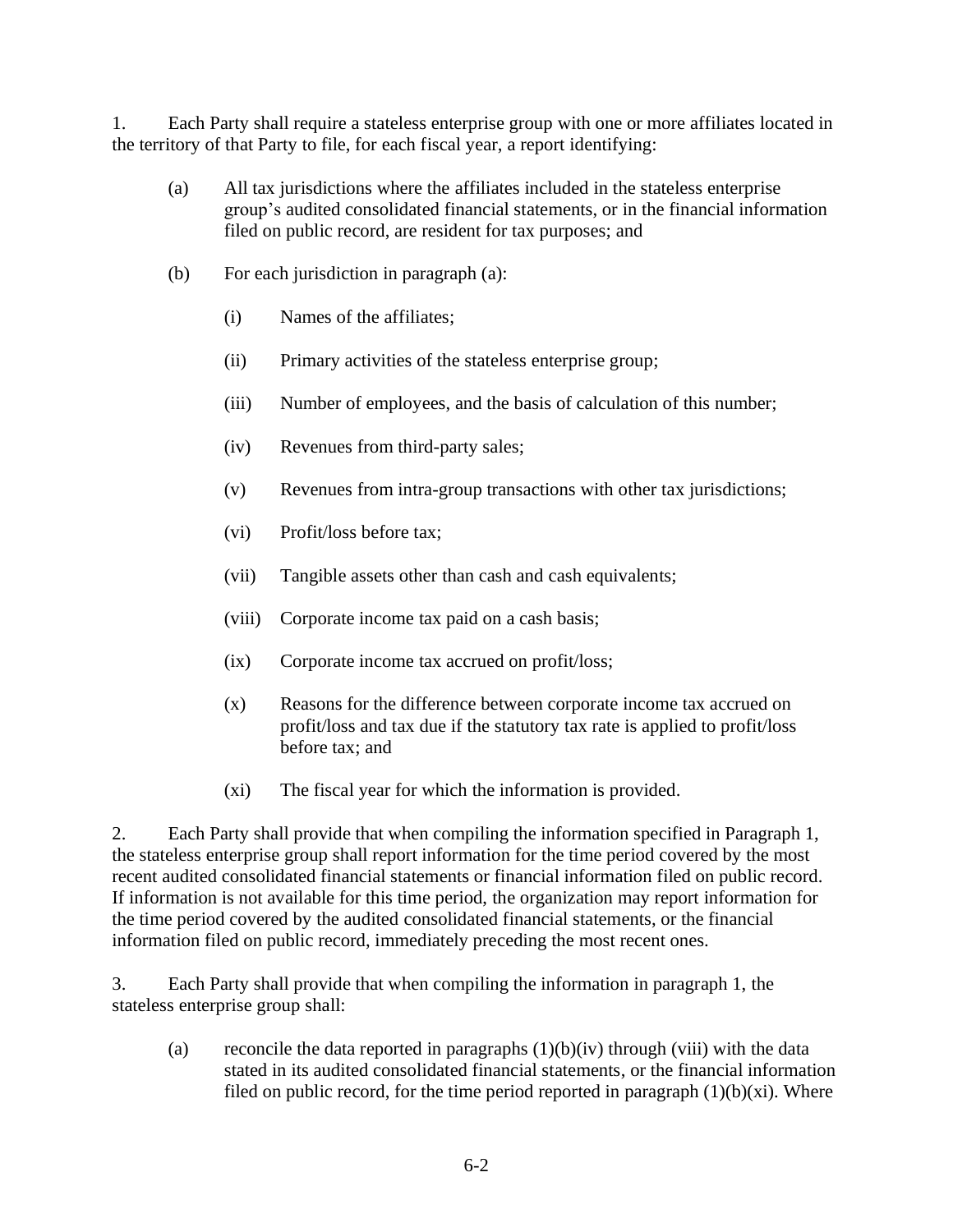1. Each Party shall require a stateless enterprise group with one or more affiliates located in the territory of that Party to file, for each fiscal year, a report identifying:

(a) All tax jurisdictions where the affiliates included in the stateless enterprise group's audited consolidated financial statements, or in the financial information filed on public record, are resident for tax purposes; and

(b) For each jurisdiction in paragraph (a):

(i) Names of the affiliates;

(ii) Primary activities of the stateless enterprise group;

(iii) Number of employees, and the basis of calculation of this number;

(iv) Revenues from third-party sales;

(v) Revenues from intra-group transactions with other tax jurisdictions;

(vi) Profit/loss before tax;

(vii) Tangible assets other than cash and cash equivalents;

(viii) Corporate income tax paid on a cash basis;

(ix) Corporate income tax accrued on profit/loss;

(x) Reasons for the difference between corporate income tax accrued on profit/loss and tax due if the statutory tax rate is applied to profit/loss before tax; and

(xi) The fiscal year for which the information is provided.

2. Each Party shall provide that when compiling the information specified in Paragraph 1, the stateless enterprise group shall report information for the time period covered by the most recent audited consolidated financial statements or financial information filed on public record. If information is not available for this time period, the organization may report information for the time period covered by the audited consolidated financial statements, or the financial information filed on public record, immediately preceding the most recent ones.

3. Each Party shall provide that when compiling the information in paragraph 1, the stateless enterprise group shall:

(a) reconcile the data reported in paragraphs (1)(b)(iv) through (viii) with the data stated in its audited consolidated financial statements, or the financial information filed on public record, for the time period reported in paragraph (1)(b)(xi). Where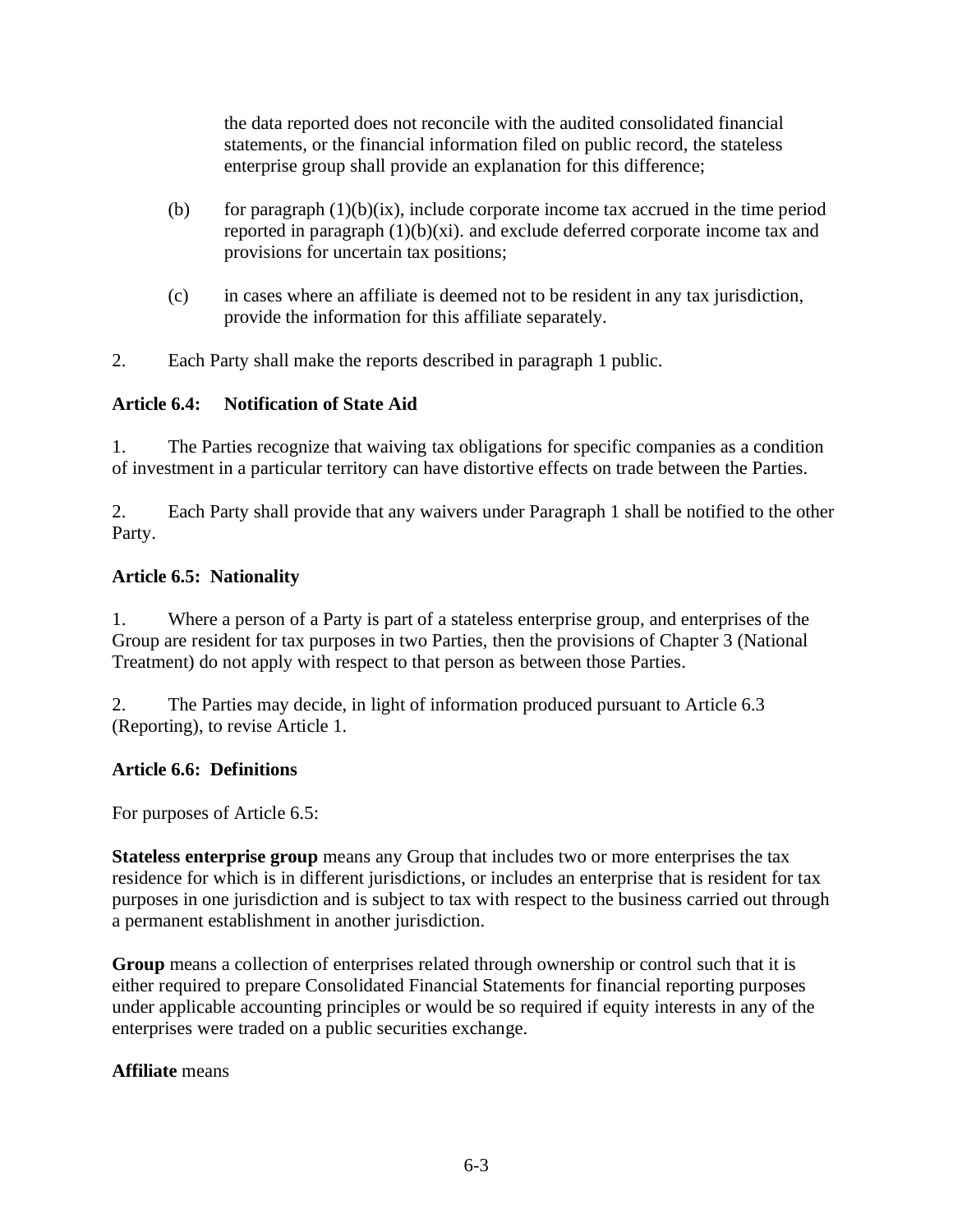the data reported does not reconcile with the audited consolidated financial statements, or the financial information filed on public record, the stateless enterprise group shall provide an explanation for this difference;

(b) for paragraph (1)(b)(ix), include corporate income tax accrued in the time period reported in paragraph (1)(b)(xi). and exclude deferred corporate income tax and provisions for uncertain tax positions;

(c) in cases where an affiliate is deemed not to be resident in any tax jurisdiction, provide the information for this affiliate separately.

2. Each Party shall make the reports described in paragraph 1 public.

**Article 6.4: Notification of State Aid**

1. The Parties recognize that waiving tax obligations for specific companies as a condition of investment in a particular territory can have distortive effects on trade between the Parties.

2. Each Party shall provide that any waivers under Paragraph 1 shall be notified to the other Party.

**Article 6.5: Nationality**

1. Where a person of a Party is part of a stateless enterprise group, and enterprises of the Group are resident for tax purposes in two Parties, then the provisions of Chapter 3 (National Treatment) do not apply with respect to that person as between those Parties.

2. The Parties may decide, in light of information produced pursuant to Article 6.3 (Reporting), to revise Article 1.

**Article 6.6: Definitions**

For purposes of Article 6.5:

**Stateless enterprise group** means any Group that includes two or more enterprises the tax residence for which is in different jurisdictions, or includes an enterprise that is resident for tax purposes in one jurisdiction and is subject to tax with respect to the business carried out through a permanent establishment in another jurisdiction.

**Group** means a collection of enterprises related through ownership or control such that it is either required to prepare Consolidated Financial Statements for financial reporting purposes under applicable accounting principles or would be so required if equity interests in any of the enterprises were traded on a public securities exchange.

**Affiliate** means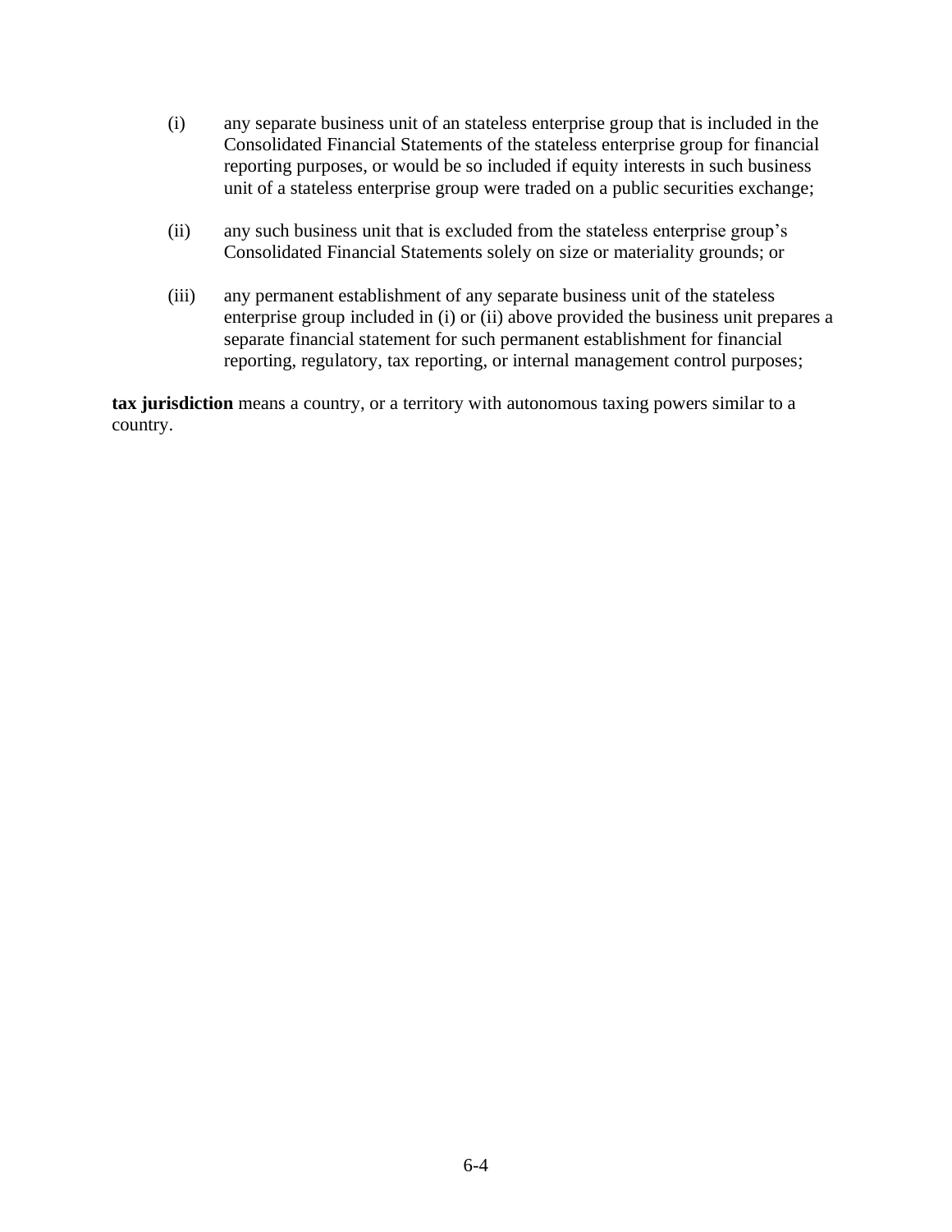(i) any separate business unit of an stateless enterprise group that is included in the Consolidated Financial Statements of the stateless enterprise group for financial reporting purposes, or would be so included if equity interests in such business unit of a stateless enterprise group were traded on a public securities exchange;

(ii) any such business unit that is excluded from the stateless enterprise group's Consolidated Financial Statements solely on size or materiality grounds; or

(iii) any permanent establishment of any separate business unit of the stateless enterprise group included in (i) or (ii) above provided the business unit prepares a separate financial statement for such permanent establishment for financial reporting, regulatory, tax reporting, or internal management control purposes;

**tax jurisdiction** means a country, or a territory with autonomous taxing powers similar to a country.